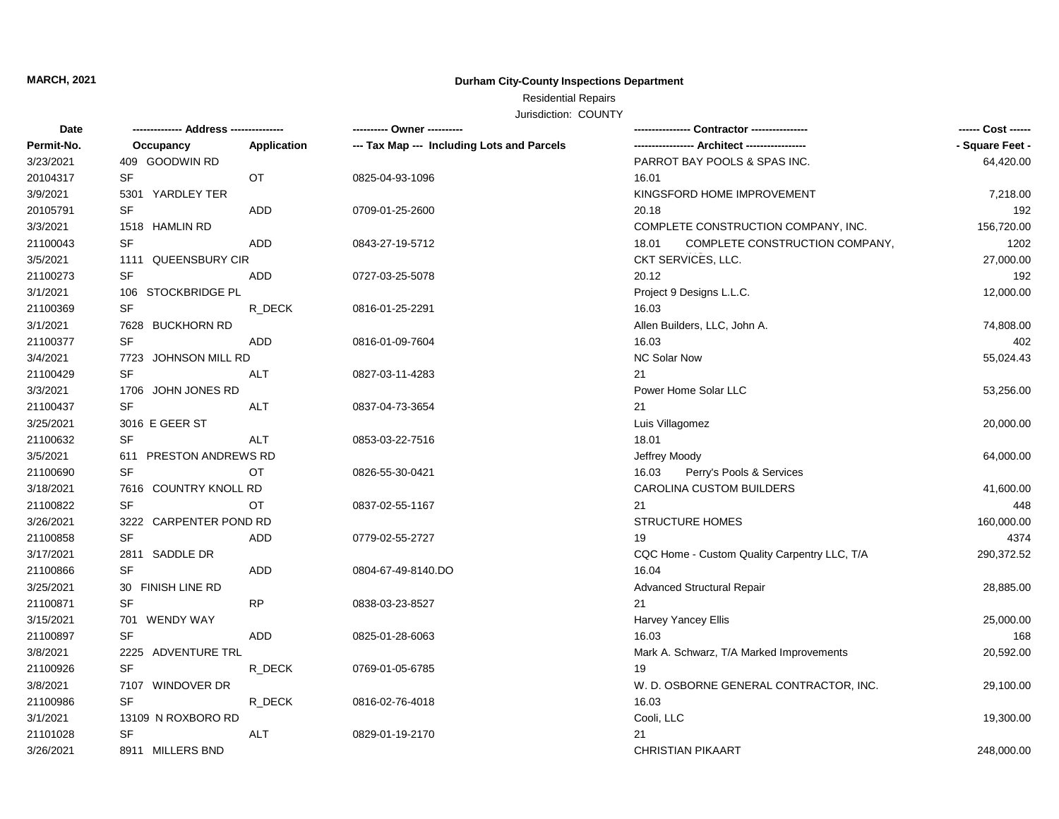**MARCH, 2021**

**Durham City-County Inspections Department**

Residential Repairs

Jurisdiction: COUNTY

| Date<br>Permit-No. | ------------- Address --------------<br>Occupancy | <br>Application | ---------- Owner ----------<br>--- Tax Map --- Including Lots and Parcels | --------------- Contractor ---------------<br>---------------- Architect ---------------- | ------ Cost ------<br>- Square Feet - |
|---|---|---|---|---|---|
| 3/23/2021 | 409 GOODWIN RD | | | PARROT BAY POOLS & SPAS INC. | 64,420.00 |
| 20104317 | SF | OT | 0825-04-93-1096 | 16.01 | |
| 3/9/2021 | 5301 YARDLEY TER | | | KINGSFORD HOME IMPROVEMENT | 7,218.00 |
| 20105791 | SF | ADD | 0709-01-25-2600 | 20.18 | 192 |
| 3/3/2021 | 1518 HAMLIN RD | | | COMPLETE CONSTRUCTION COMPANY, INC. | 156,720.00 |
| 21100043 | SF | ADD | 0843-27-19-5712 | 18.01 COMPLETE CONSTRUCTION COMPANY, | 1202 |
| 3/5/2021 | 1111 QUEENSBURY CIR | | | CKT SERVICES, LLC. | 27,000.00 |
| 21100273 | SF | ADD | 0727-03-25-5078 | 20.12 | 192 |
| 3/1/2021 | 106 STOCKBRIDGE PL | | | Project 9 Designs L.L.C. | 12,000.00 |
| 21100369 | SF | R_DECK | 0816-01-25-2291 | 16.03 | |
| 3/1/2021 | 7628 BUCKHORN RD | | | Allen Builders, LLC, John A. | 74,808.00 |
| 21100377 | SF | ADD | 0816-01-09-7604 | 16.03 | 402 |
| 3/4/2021 | 7723 JOHNSON MILL RD | | | NC Solar Now | 55,024.43 |
| 21100429 | SF | ALT | 0827-03-11-4283 | 21 | |
| 3/3/2021 | 1706 JOHN JONES RD | | | Power Home Solar LLC | 53,256.00 |
| 21100437 | SF | ALT | 0837-04-73-3654 | 21 | |
| 3/25/2021 | 3016 E GEER ST | | | Luis Villagomez | 20,000.00 |
| 21100632 | SF | ALT | 0853-03-22-7516 | 18.01 | |
| 3/5/2021 | 611 PRESTON ANDREWS RD | | | Jeffrey Moody | 64,000.00 |
| 21100690 | SF | OT | 0826-55-30-0421 | 16.03 Perry's Pools & Services | |
| 3/18/2021 | 7616 COUNTRY KNOLL RD | | | CAROLINA CUSTOM BUILDERS | 41,600.00 |
| 21100822 | SF | OT | 0837-02-55-1167 | 21 | 448 |
| 3/26/2021 | 3222 CARPENTER POND RD | | | STRUCTURE HOMES | 160,000.00 |
| 21100858 | SF | ADD | 0779-02-55-2727 | 19 | 4374 |
| 3/17/2021 | 2811 SADDLE DR | | | CQC Home - Custom Quality Carpentry LLC, T/A | 290,372.52 |
| 21100866 | SF | ADD | 0804-67-49-8140.DO | 16.04 | |
| 3/25/2021 | 30 FINISH LINE RD | | | Advanced Structural Repair | 28,885.00 |
| 21100871 | SF | RP | 0838-03-23-8527 | 21 | |
| 3/15/2021 | 701 WENDY WAY | | | Harvey Yancey Ellis | 25,000.00 |
| 21100897 | SF | ADD | 0825-01-28-6063 | 16.03 | 168 |
| 3/8/2021 | 2225 ADVENTURE TRL | | | Mark A. Schwarz, T/A Marked Improvements | 20,592.00 |
| 21100926 | SF | R_DECK | 0769-01-05-6785 | 19 | |
| 3/8/2021 | 7107 WINDOVER DR | | | W. D. OSBORNE GENERAL CONTRACTOR, INC. | 29,100.00 |
| 21100986 | SF | R_DECK | 0816-02-76-4018 | 16.03 | |
| 3/1/2021 | 13109 N ROXBORO RD | | | Cooli, LLC | 19,300.00 |
| 21101028 | SF | ALT | 0829-01-19-2170 | 21 | |
| 3/26/2021 | 8911 MILLERS BND | | | CHRISTIAN PIKAART | 248,000.00 |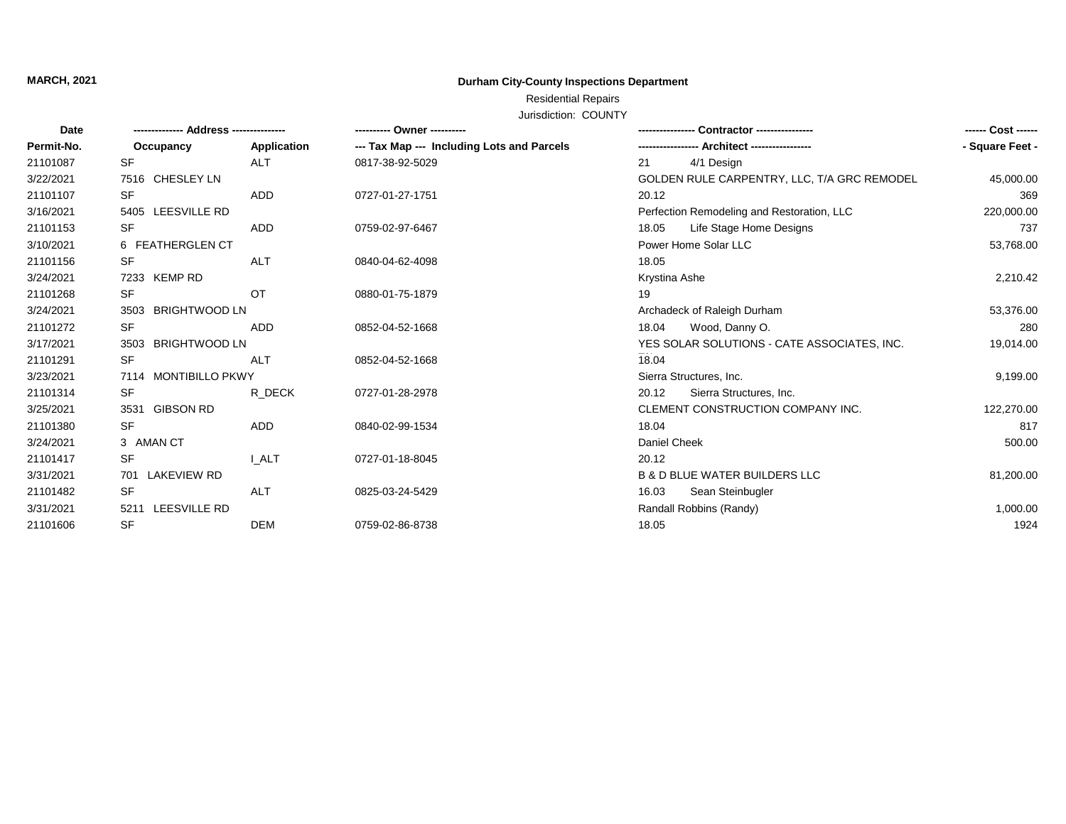**MARCH, 2021**

**Durham City-County Inspections Department**

Residential Repairs

Jurisdiction: COUNTY

| Date | ------------- Address -------------- | | ---------- Owner ---------- | --------------- Contractor --------------- | ------ Cost ------ |
|---|---|---|---|---|---|
| Permit-No. | Occupancy | Application | --- Tax Map --- Including Lots and Parcels | ---------------- Architect ---------------- | - Square Feet - |
| 21101087 | SF | ALT | 0817-38-92-5029 | 21 4/1 Design | |
| 3/22/2021 | 7516 CHESLEY LN | | | GOLDEN RULE CARPENTRY, LLC, T/A GRC REMODEL | 45,000.00 |
| 21101107 | SF | ADD | 0727-01-27-1751 | 20.12 | 369 |
| 3/16/2021 | 5405 LEESVILLE RD | | | Perfection Remodeling and Restoration, LLC | 220,000.00 |
| 21101153 | SF | ADD | 0759-02-97-6467 | 18.05 Life Stage Home Designs | 737 |
| 3/10/2021 | 6 FEATHERGLEN CT | | | Power Home Solar LLC | 53,768.00 |
| 21101156 | SF | ALT | 0840-04-62-4098 | 18.05 | |
| 3/24/2021 | 7233 KEMP RD | | | Krystina Ashe | 2,210.42 |
| 21101268 | SF | OT | 0880-01-75-1879 | 19 | |
| 3/24/2021 | 3503 BRIGHTWOOD LN | | | Archadeck of Raleigh Durham | 53,376.00 |
| 21101272 | SF | ADD | 0852-04-52-1668 | 18.04 Wood, Danny O. | 280 |
| 3/17/2021 | 3503 BRIGHTWOOD LN | | | YES SOLAR SOLUTIONS - CATE ASSOCIATES, INC. | 19,014.00 |
| 21101291 | SF | ALT | 0852-04-52-1668 | 18.04 | |
| 3/23/2021 | 7114 MONTIBILLO PKWY | | | Sierra Structures, Inc. | 9,199.00 |
| 21101314 | SF | R_DECK | 0727-01-28-2978 | 20.12 Sierra Structures, Inc. | |
| 3/25/2021 | 3531 GIBSON RD | | | CLEMENT CONSTRUCTION COMPANY INC. | 122,270.00 |
| 21101380 | SF | ADD | 0840-02-99-1534 | 18.04 | 817 |
| 3/24/2021 | 3 AMAN CT | | | Daniel Cheek | 500.00 |
| 21101417 | SF | I_ALT | 0727-01-18-8045 | 20.12 | |
| 3/31/2021 | 701 LAKEVIEW RD | | | B & D BLUE WATER BUILDERS LLC | 81,200.00 |
| 21101482 | SF | ALT | 0825-03-24-5429 | 16.03 Sean Steinbugler | |
| 3/31/2021 | 5211 LEESVILLE RD | | | Randall Robbins (Randy) | 1,000.00 |
| 21101606 | SF | DEM | 0759-02-86-8738 | 18.05 | 1924 |